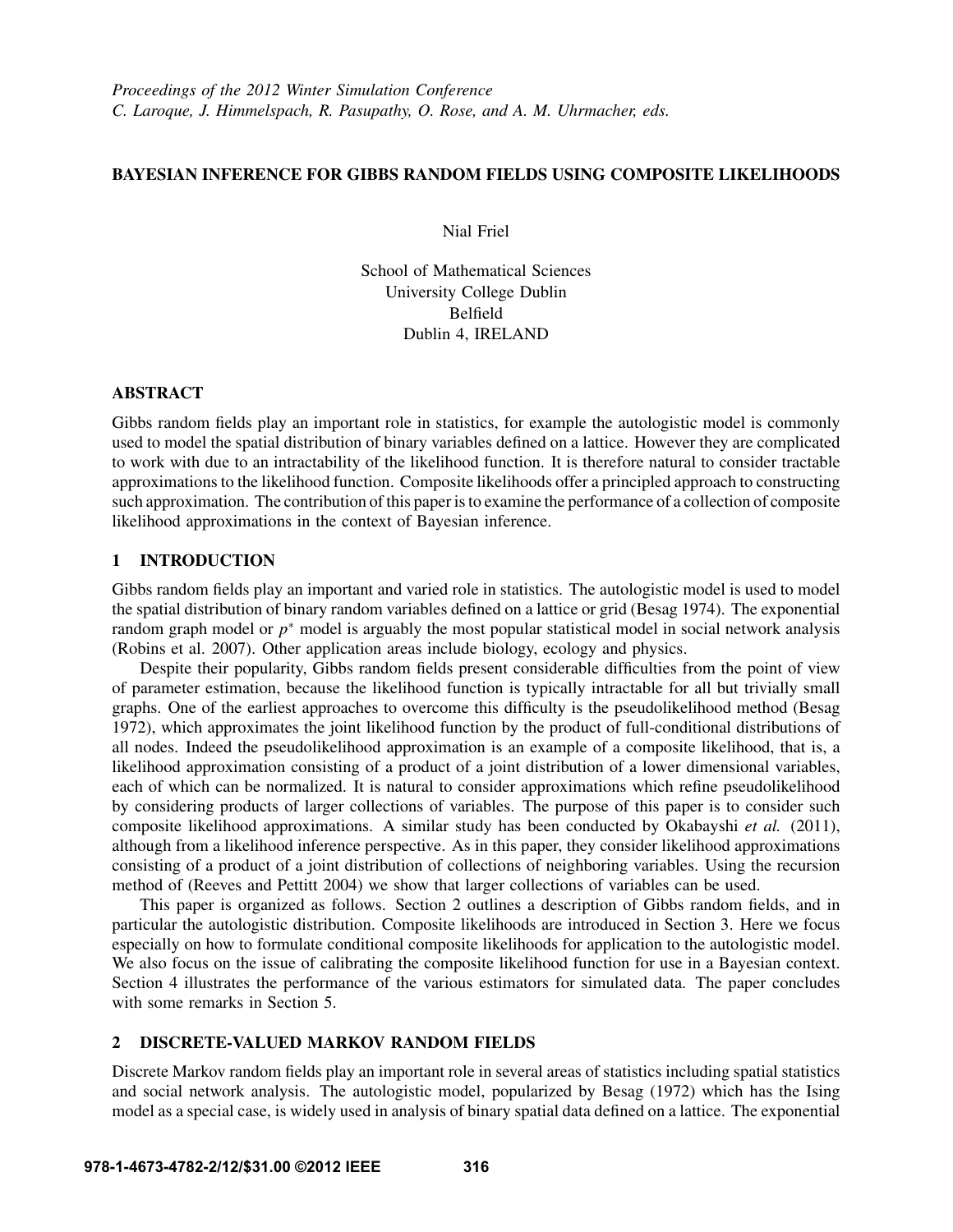*Proceedings of the 2012 Winter Simulation Conference*
*C. Laroque, J. Himmelspach, R. Pasupathy, O. Rose, and A. M. Uhrmacher, eds.*

# BAYESIAN INFERENCE FOR GIBBS RANDOM FIELDS USING COMPOSITE LIKELIHOODS

Nial Friel

School of Mathematical Sciences
University College Dublin
Belfield
Dublin 4, IRELAND

## ABSTRACT

Gibbs random fields play an important role in statistics, for example the autologistic model is commonly used to model the spatial distribution of binary variables defined on a lattice. However they are complicated to work with due to an intractability of the likelihood function. It is therefore natural to consider tractable approximations to the likelihood function. Composite likelihoods offer a principled approach to constructing such approximation. The contribution of this paper is to examine the performance of a collection of composite likelihood approximations in the context of Bayesian inference.

## 1 INTRODUCTION

Gibbs random fields play an important and varied role in statistics. The autologistic model is used to model the spatial distribution of binary random variables defined on a lattice or grid (Besag 1974). The exponential random graph model or $p^*$ model is arguably the most popular statistical model in social network analysis (Robins et al. 2007). Other application areas include biology, ecology and physics.

Despite their popularity, Gibbs random fields present considerable difficulties from the point of view of parameter estimation, because the likelihood function is typically intractable for all but trivially small graphs. One of the earliest approaches to overcome this difficulty is the pseudolikelihood method (Besag 1972), which approximates the joint likelihood function by the product of full-conditional distributions of all nodes. Indeed the pseudolikelihood approximation is an example of a composite likelihood, that is, a likelihood approximation consisting of a product of a joint distribution of a lower dimensional variables, each of which can be normalized. It is natural to consider approximations which refine pseudolikelihood by considering products of larger collections of variables. The purpose of this paper is to consider such composite likelihood approximations. A similar study has been conducted by Okabayshi *et al.* (2011), although from a likelihood inference perspective. As in this paper, they consider likelihood approximations consisting of a product of a joint distribution of collections of neighboring variables. Using the recursion method of (Reeves and Pettitt 2004) we show that larger collections of variables can be used.

This paper is organized as follows. Section 2 outlines a description of Gibbs random fields, and in particular the autologistic distribution. Composite likelihoods are introduced in Section 3. Here we focus especially on how to formulate conditional composite likelihoods for application to the autologistic model. We also focus on the issue of calibrating the composite likelihood function for use in a Bayesian context. Section 4 illustrates the performance of the various estimators for simulated data. The paper concludes with some remarks in Section 5.

## 2 DISCRETE-VALUED MARKOV RANDOM FIELDS

Discrete Markov random fields play an important role in several areas of statistics including spatial statistics and social network analysis. The autologistic model, popularized by Besag (1972) which has the Ising model as a special case, is widely used in analysis of binary spatial data defined on a lattice. The exponential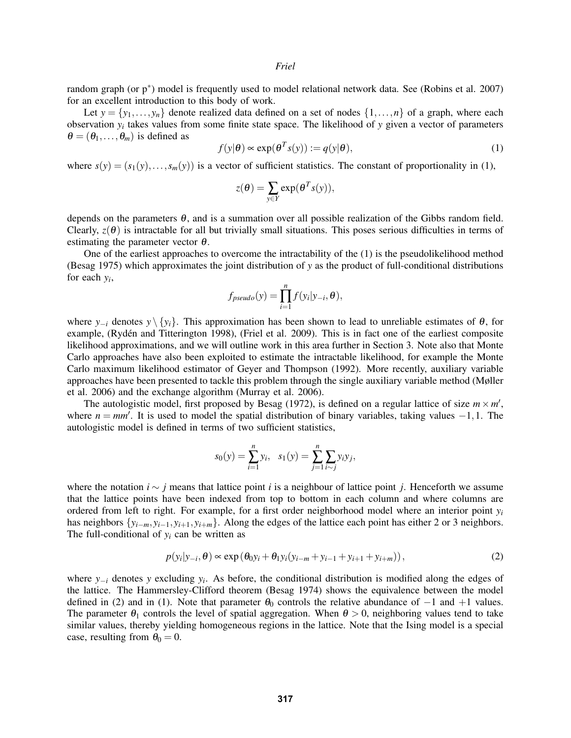random graph (or p$^*$) model is frequently used to model relational network data. See (Robins et al. 2007) for an excellent introduction to this body of work.

Let $y = \{y_1, \ldots, y_n\}$ denote realized data defined on a set of nodes $\{1, \ldots, n\}$ of a graph, where each observation $y_i$ takes values from some finite state space. The likelihood of $y$ given a vector of parameters $\theta = (\theta_1, \ldots, \theta_m)$ is defined as

$$f(y|\theta) \propto \exp(\theta^T s(y)) := q(y|\theta), \tag{1}$$

where $s(y) = (s_1(y), \ldots, s_m(y))$ is a vector of sufficient statistics. The constant of proportionality in (1),

$$z(\theta) = \sum_{y \in Y} \exp(\theta^T s(y)),$$

depends on the parameters $\theta$, and is a summation over all possible realization of the Gibbs random field. Clearly, $z(\theta)$ is intractable for all but trivially small situations. This poses serious difficulties in terms of estimating the parameter vector $\theta$.

One of the earliest approaches to overcome the intractability of the (1) is the pseudolikelihood method (Besag 1975) which approximates the joint distribution of $y$ as the product of full-conditional distributions for each $y_i$,

$$f_{pseudo}(y) = \prod_{i=1}^{n} f(y_i | y_{-i}, \theta),$$

where $y_{-i}$ denotes $y \setminus \{y_i\}$. This approximation has been shown to lead to unreliable estimates of $\theta$, for example, (Rydén and Titterington 1998), (Friel et al. 2009). This is in fact one of the earliest composite likelihood approximations, and we will outline work in this area further in Section 3. Note also that Monte Carlo approaches have also been exploited to estimate the intractable likelihood, for example the Monte Carlo maximum likelihood estimator of Geyer and Thompson (1992). More recently, auxiliary variable approaches have been presented to tackle this problem through the single auxiliary variable method (Møller et al. 2006) and the exchange algorithm (Murray et al. 2006).

The autologistic model, first proposed by Besag (1972), is defined on a regular lattice of size $m \times m'$, where $n = mm'$. It is used to model the spatial distribution of binary variables, taking values $-1, 1$. The autologistic model is defined in terms of two sufficient statistics,

$$s_0(y) = \sum_{i=1}^{n} y_i, \quad s_1(y) = \sum_{j=1}^{n} \sum_{i \sim j} y_i y_j,$$

where the notation $i \sim j$ means that lattice point $i$ is a neighbour of lattice point $j$. Henceforth we assume that the lattice points have been indexed from top to bottom in each column and where columns are ordered from left to right. For example, for a first order neighborhood model where an interior point $y_i$ has neighbors $\{y_{i-m}, y_{i-1}, y_{i+1}, y_{i+m}\}$. Along the edges of the lattice each point has either 2 or 3 neighbors. The full-conditional of $y_i$ can be written as

$$p(y_i | y_{-i}, \theta) \propto \exp\left(\theta_0 y_i + \theta_1 y_i (y_{i-m} + y_{i-1} + y_{i+1} + y_{i+m})\right), \tag{2}$$

where $y_{-i}$ denotes $y$ excluding $y_i$. As before, the conditional distribution is modified along the edges of the lattice. The Hammersley-Clifford theorem (Besag 1974) shows the equivalence between the model defined in (2) and in (1). Note that parameter $\theta_0$ controls the relative abundance of $-1$ and $+1$ values. The parameter $\theta_1$ controls the level of spatial aggregation. When $\theta > 0$, neighboring values tend to take similar values, thereby yielding homogeneous regions in the lattice. Note that the Ising model is a special case, resulting from $\theta_0 = 0$.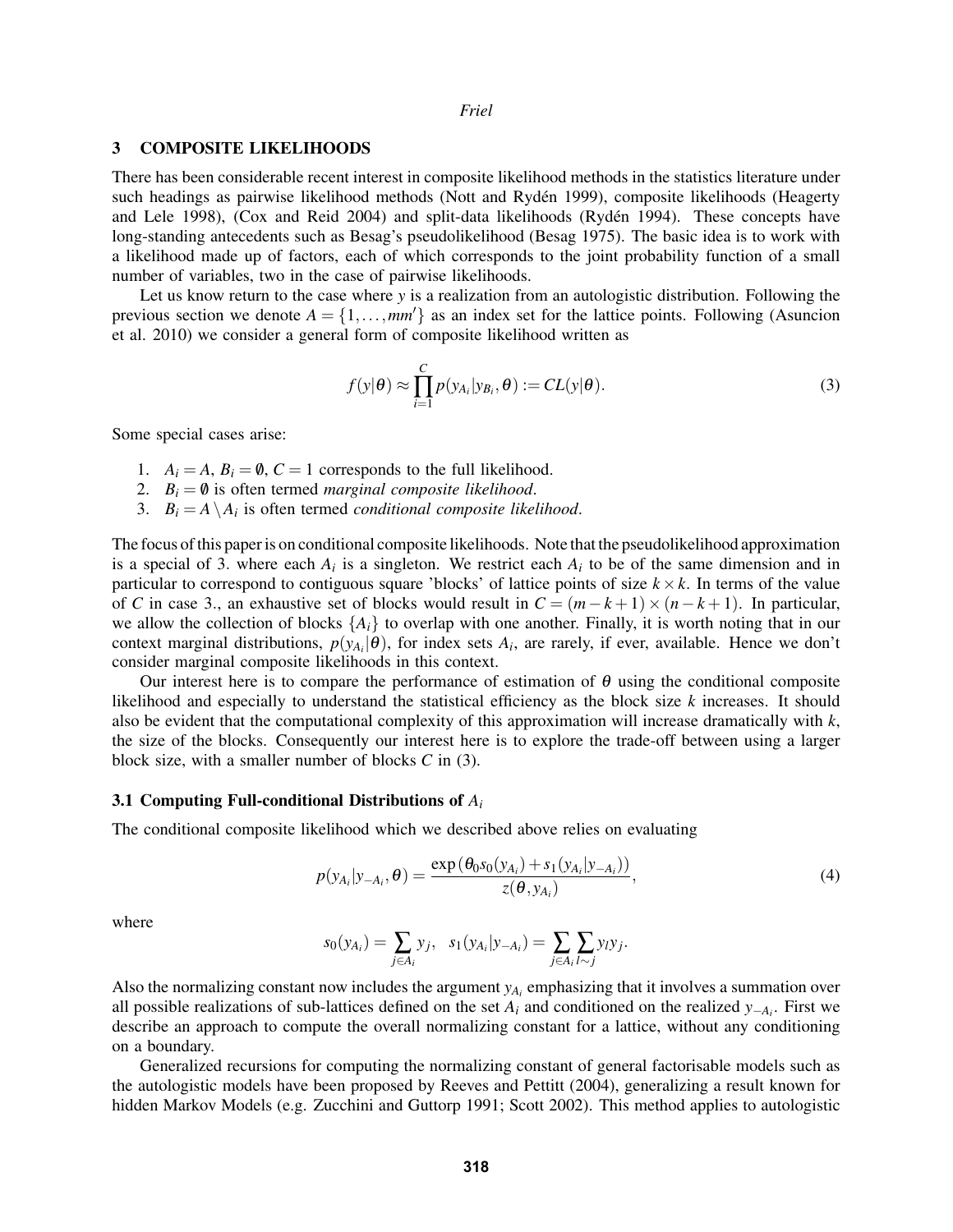## 3 COMPOSITE LIKELIHOODS

There has been considerable recent interest in composite likelihood methods in the statistics literature under such headings as pairwise likelihood methods (Nott and Rydén 1999), composite likelihoods (Heagerty and Lele 1998), (Cox and Reid 2004) and split-data likelihoods (Rydén 1994). These concepts have long-standing antecedents such as Besag's pseudolikelihood (Besag 1975). The basic idea is to work with a likelihood made up of factors, each of which corresponds to the joint probability function of a small number of variables, two in the case of pairwise likelihoods.

Let us know return to the case where $y$ is a realization from an autologistic distribution. Following the previous section we denote $A = \{1, \ldots, mm'\}$ as an index set for the lattice points. Following (Asuncion et al. 2010) we consider a general form of composite likelihood written as

$$f(y|\theta) \approx \prod_{i=1}^{C} p(y_{A_i}|y_{B_i}, \theta) := CL(y|\theta). \tag{3}$$

Some special cases arise:

1. $A_i = A$, $B_i = \emptyset$, $C = 1$ corresponds to the full likelihood.
2. $B_i = \emptyset$ is often termed *marginal composite likelihood*.
3. $B_i = A \setminus A_i$ is often termed *conditional composite likelihood*.

The focus of this paper is on conditional composite likelihoods. Note that the pseudolikelihood approximation is a special of 3. where each $A_i$ is a singleton. We restrict each $A_i$ to be of the same dimension and in particular to correspond to contiguous square 'blocks' of lattice points of size $k \times k$. In terms of the value of $C$ in case 3., an exhaustive set of blocks would result in $C = (m-k+1) \times (n-k+1)$. In particular, we allow the collection of blocks $\{A_i\}$ to overlap with one another. Finally, it is worth noting that in our context marginal distributions, $p(y_{A_i}|\theta)$, for index sets $A_i$, are rarely, if ever, available. Hence we don't consider marginal composite likelihoods in this context.

Our interest here is to compare the performance of estimation of $\theta$ using the conditional composite likelihood and especially to understand the statistical efficiency as the block size $k$ increases. It should also be evident that the computational complexity of this approximation will increase dramatically with $k$, the size of the blocks. Consequently our interest here is to explore the trade-off between using a larger block size, with a smaller number of blocks $C$ in (3).

### 3.1 Computing Full-conditional Distributions of $A_i$

The conditional composite likelihood which we described above relies on evaluating

$$p(y_{A_i}|y_{-A_i}, \theta) = \frac{\exp\left(\theta_0 s_0(y_{A_i}) + s_1(y_{A_i}|y_{-A_i})\right)}{z(\theta, y_{A_i})}, \tag{4}$$

where

$$s_0(y_{A_i}) = \sum_{j \in A_i} y_j, \quad s_1(y_{A_i}|y_{-A_i}) = \sum_{j \in A_i} \sum_{l \sim j} y_l y_j.$$

Also the normalizing constant now includes the argument $y_{A_i}$ emphasizing that it involves a summation over all possible realizations of sub-lattices defined on the set $A_i$ and conditioned on the realized $y_{-A_i}$. First we describe an approach to compute the overall normalizing constant for a lattice, without any conditioning on a boundary.

Generalized recursions for computing the normalizing constant of general factorisable models such as the autologistic models have been proposed by Reeves and Pettitt (2004), generalizing a result known for hidden Markov Models (e.g. Zucchini and Guttorp 1991; Scott 2002). This method applies to autologistic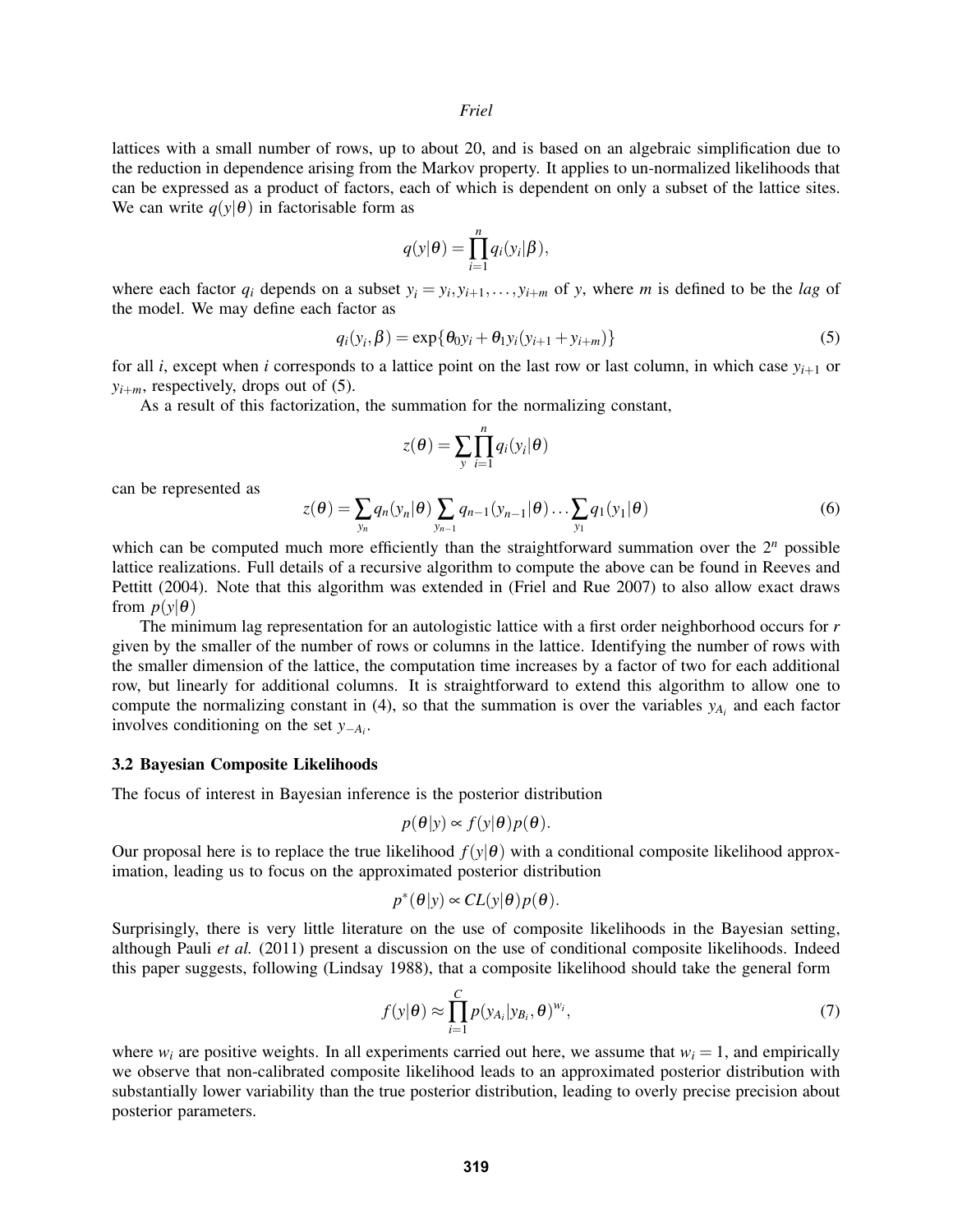lattices with a small number of rows, up to about 20, and is based on an algebraic simplification due to the reduction in dependence arising from the Markov property. It applies to un-normalized likelihoods that can be expressed as a product of factors, each of which is dependent on only a subset of the lattice sites. We can write $q(y|\theta)$ in factorisable form as

$$q(y|\theta) = \prod_{i=1}^{n} q_i(y_i|\beta),$$

where each factor $q_i$ depends on a subset $y_i = y_i, y_{i+1}, \dots, y_{i+m}$ of $y$, where $m$ is defined to be the *lag* of the model. We may define each factor as

$$q_i(y_i, \beta) = \exp\{\theta_0 y_i + \theta_1 y_i (y_{i+1} + y_{i+m})\} \tag{5}$$

for all $i$, except when $i$ corresponds to a lattice point on the last row or last column, in which case $y_{i+1}$ or $y_{i+m}$, respectively, drops out of (5).

As a result of this factorization, the summation for the normalizing constant,

$$z(\theta) = \sum_{y} \prod_{i=1}^{n} q_i(y_i|\theta)$$

can be represented as

$$z(\theta) = \sum_{y_n} q_n(y_n|\theta) \sum_{y_{n-1}} q_{n-1}(y_{n-1}|\theta) \dots \sum_{y_1} q_1(y_1|\theta) \tag{6}$$

which can be computed much more efficiently than the straightforward summation over the $2^n$ possible lattice realizations. Full details of a recursive algorithm to compute the above can be found in Reeves and Pettitt (2004). Note that this algorithm was extended in (Friel and Rue 2007) to also allow exact draws from $p(y|\theta)$

The minimum lag representation for an autologistic lattice with a first order neighborhood occurs for $r$ given by the smaller of the number of rows or columns in the lattice. Identifying the number of rows with the smaller dimension of the lattice, the computation time increases by a factor of two for each additional row, but linearly for additional columns. It is straightforward to extend this algorithm to allow one to compute the normalizing constant in (4), so that the summation is over the variables $y_{A_i}$ and each factor involves conditioning on the set $y_{-A_i}$.

### 3.2 Bayesian Composite Likelihoods

The focus of interest in Bayesian inference is the posterior distribution

$$p(\theta|y) \propto f(y|\theta)p(\theta).$$

Our proposal here is to replace the true likelihood $f(y|\theta)$ with a conditional composite likelihood approximation, leading us to focus on the approximated posterior distribution

$$p^*(\theta|y) \propto CL(y|\theta)p(\theta).$$

Surprisingly, there is very little literature on the use of composite likelihoods in the Bayesian setting, although Pauli *et al.* (2011) present a discussion on the use of conditional composite likelihoods. Indeed this paper suggests, following (Lindsay 1988), that a composite likelihood should take the general form

$$f(y|\theta) \approx \prod_{i=1}^{C} p(y_{A_i}|y_{B_i}, \theta)^{w_i}, \tag{7}$$

where $w_i$ are positive weights. In all experiments carried out here, we assume that $w_i = 1$, and empirically we observe that non-calibrated composite likelihood leads to an approximated posterior distribution with substantially lower variability than the true posterior distribution, leading to overly precise precision about posterior parameters.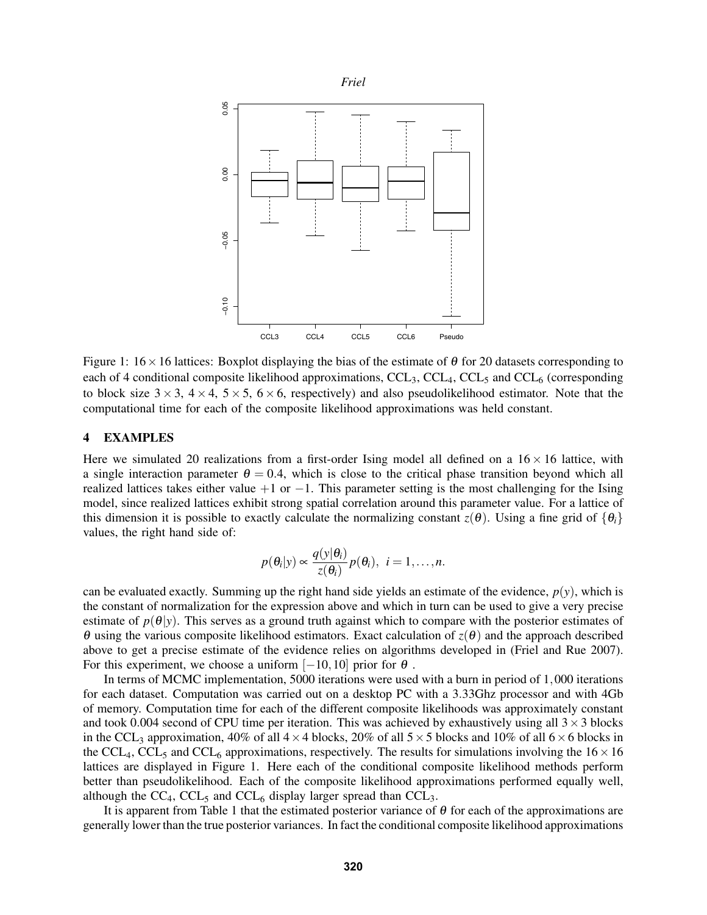Figure 1: $16 \times 16$ lattices: Boxplot displaying the bias of the estimate of $\theta$ for 20 datasets corresponding to each of 4 conditional composite likelihood approximations, $\text{CCL}_3$, $\text{CCL}_4$, $\text{CCL}_5$ and $\text{CCL}_6$ (corresponding to block size $3 \times 3$, $4 \times 4$, $5 \times 5$, $6 \times 6$, respectively) and also pseudolikelihood estimator. Note that the computational time for each of the composite likelihood approximations was held constant.

## 4 EXAMPLES

Here we simulated 20 realizations from a first-order Ising model all defined on a $16 \times 16$ lattice, with a single interaction parameter $\theta = 0.4$, which is close to the critical phase transition beyond which all realized lattices takes either value $+1$ or $-1$. This parameter setting is the most challenging for the Ising model, since realized lattices exhibit strong spatial correlation around this parameter value. For a lattice of this dimension it is possible to exactly calculate the normalizing constant $z(\theta)$. Using a fine grid of $\{\theta_i\}$ values, the right hand side of:

$$p(\theta_i|y) \propto \frac{q(y|\theta_i)}{z(\theta_i)} p(\theta_i), \; i = 1, \ldots, n.$$

can be evaluated exactly. Summing up the right hand side yields an estimate of the evidence, $p(y)$, which is the constant of normalization for the expression above and which in turn can be used to give a very precise estimate of $p(\theta|y)$. This serves as a ground truth against which to compare with the posterior estimates of $\theta$ using the various composite likelihood estimators. Exact calculation of $z(\theta)$ and the approach described above to get a precise estimate of the evidence relies on algorithms developed in (Friel and Rue 2007). For this experiment, we choose a uniform $[-10, 10]$ prior for $\theta$ .

In terms of MCMC implementation, 5000 iterations were used with a burn in period of $1,000$ iterations for each dataset. Computation was carried out on a desktop PC with a 3.33Ghz processor and with 4Gb of memory. Computation time for each of the different composite likelihoods was approximately constant and took 0.004 second of CPU time per iteration. This was achieved by exhaustively using all $3 \times 3$ blocks in the $\text{CCL}_3$ approximation, 40% of all $4 \times 4$ blocks, 20% of all $5 \times 5$ blocks and 10% of all $6 \times 6$ blocks in the $\text{CCL}_4$, $\text{CCL}_5$ and $\text{CCL}_6$ approximations, respectively. The results for simulations involving the $16 \times 16$ lattices are displayed in Figure 1. Here each of the conditional composite likelihood methods perform better than pseudolikelihood. Each of the composite likelihood approximations performed equally well, although the $\text{CC}_4$, $\text{CCL}_5$ and $\text{CCL}_6$ display larger spread than $\text{CCL}_3$.

It is apparent from Table 1 that the estimated posterior variance of $\theta$ for each of the approximations are generally lower than the true posterior variances. In fact the conditional composite likelihood approximations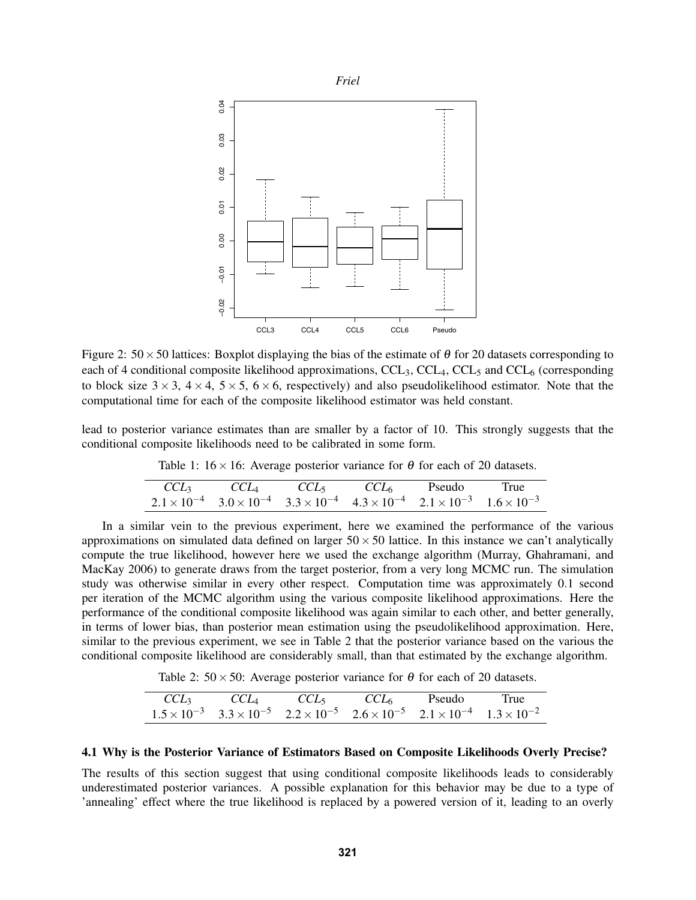Figure 2: $50 \times 50$ lattices: Boxplot displaying the bias of the estimate of $\theta$ for 20 datasets corresponding to each of 4 conditional composite likelihood approximations, $\text{CCL}_3$, $\text{CCL}_4$, $\text{CCL}_5$ and $\text{CCL}_6$ (corresponding to block size $3 \times 3$, $4 \times 4$, $5 \times 5$, $6 \times 6$, respectively) and also pseudolikelihood estimator. Note that the computational time for each of the composite likelihood estimator was held constant.

lead to posterior variance estimates than are smaller by a factor of 10. This strongly suggests that the conditional composite likelihoods need to be calibrated in some form.

Table 1: $16 \times 16$: Average posterior variance for $\theta$ for each of 20 datasets.

| $CCL_3$ | $CCL_4$ | $CCL_5$ | $CCL_6$ | Pseudo | True |
|---|---|---|---|---|---|
| $2.1 \times 10^{-4}$ | $3.0 \times 10^{-4}$ | $3.3 \times 10^{-4}$ | $4.3 \times 10^{-4}$ | $2.1 \times 10^{-3}$ | $1.6 \times 10^{-3}$ |

In a similar vein to the previous experiment, here we examined the performance of the various approximations on simulated data defined on larger $50 \times 50$ lattice. In this instance we can't analytically compute the true likelihood, however here we used the exchange algorithm (Murray, Ghahramani, and MacKay 2006) to generate draws from the target posterior, from a very long MCMC run. The simulation study was otherwise similar in every other respect. Computation time was approximately 0.1 second per iteration of the MCMC algorithm using the various composite likelihood approximations. Here the performance of the conditional composite likelihood was again similar to each other, and better generally, in terms of lower bias, than posterior mean estimation using the pseudolikelihood approximation. Here, similar to the previous experiment, we see in Table 2 that the posterior variance based on the various the conditional composite likelihood are considerably small, than that estimated by the exchange algorithm.

Table 2: $50 \times 50$: Average posterior variance for $\theta$ for each of 20 datasets.

| $CCL_3$ | $CCL_4$ | $CCL_5$ | $CCL_6$ | Pseudo | True |
|---|---|---|---|---|---|
| $1.5 \times 10^{-3}$ | $3.3 \times 10^{-5}$ | $2.2 \times 10^{-5}$ | $2.6 \times 10^{-5}$ | $2.1 \times 10^{-4}$ | $1.3 \times 10^{-2}$ |

### 4.1 Why is the Posterior Variance of Estimators Based on Composite Likelihoods Overly Precise?

The results of this section suggest that using conditional composite likelihoods leads to considerably underestimated posterior variances. A possible explanation for this behavior may be due to a type of 'annealing' effect where the true likelihood is replaced by a powered version of it, leading to an overly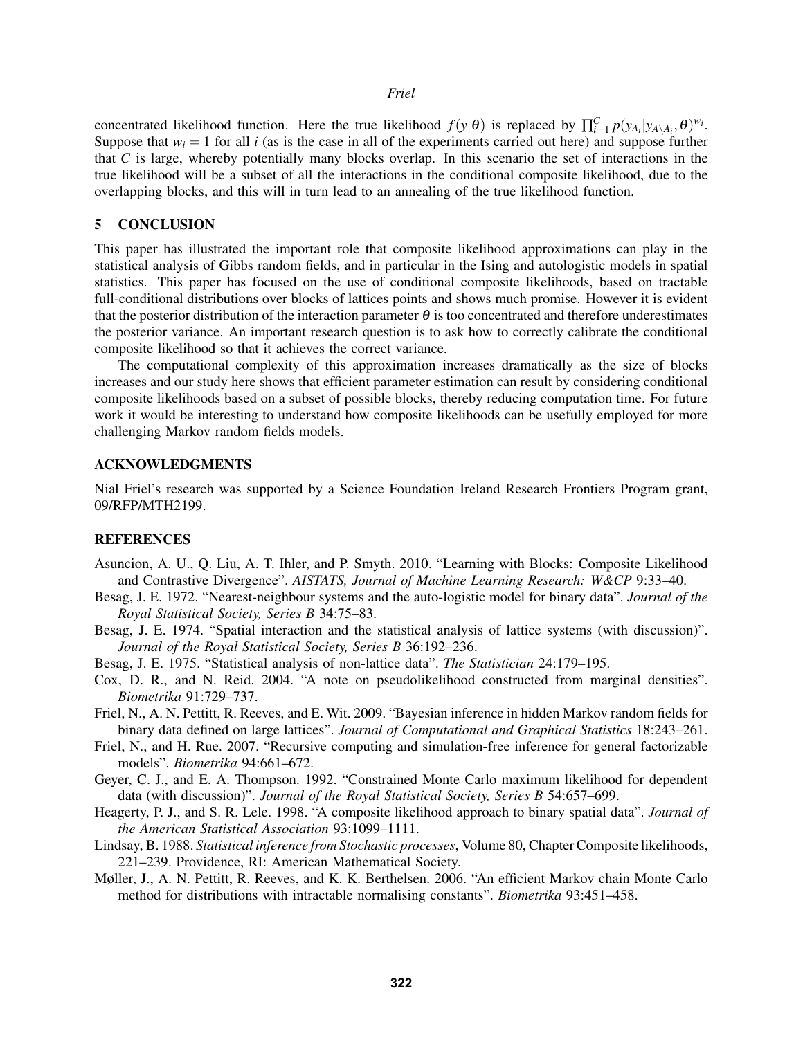concentrated likelihood function. Here the true likelihood $f(y|\theta)$ is replaced by $\prod_{i=1}^{C} p(y_{A_i}|y_{A\setminus A_i},\theta)^{w_i}$. Suppose that $w_i = 1$ for all $i$ (as is the case in all of the experiments carried out here) and suppose further that $C$ is large, whereby potentially many blocks overlap. In this scenario the set of interactions in the true likelihood will be a subset of all the interactions in the conditional composite likelihood, due to the overlapping blocks, and this will in turn lead to an annealing of the true likelihood function.

## 5 CONCLUSION

This paper has illustrated the important role that composite likelihood approximations can play in the statistical analysis of Gibbs random fields, and in particular in the Ising and autologistic models in spatial statistics. This paper has focused on the use of conditional composite likelihoods, based on tractable full-conditional distributions over blocks of lattices points and shows much promise. However it is evident that the posterior distribution of the interaction parameter $\theta$ is too concentrated and therefore underestimates the posterior variance. An important research question is to ask how to correctly calibrate the conditional composite likelihood so that it achieves the correct variance.

The computational complexity of this approximation increases dramatically as the size of blocks increases and our study here shows that efficient parameter estimation can result by considering conditional composite likelihoods based on a subset of possible blocks, thereby reducing computation time. For future work it would be interesting to understand how composite likelihoods can be usefully employed for more challenging Markov random fields models.

## ACKNOWLEDGMENTS

Nial Friel's research was supported by a Science Foundation Ireland Research Frontiers Program grant, 09/RFP/MTH2199.

## REFERENCES

Asuncion, A. U., Q. Liu, A. T. Ihler, and P. Smyth. 2010. "Learning with Blocks: Composite Likelihood and Contrastive Divergence". *AISTATS, Journal of Machine Learning Research: W&CP* 9:33–40.

Besag, J. E. 1972. "Nearest-neighbour systems and the auto-logistic model for binary data". *Journal of the Royal Statistical Society, Series B* 34:75–83.

Besag, J. E. 1974. "Spatial interaction and the statistical analysis of lattice systems (with discussion)". *Journal of the Royal Statistical Society, Series B* 36:192–236.

Besag, J. E. 1975. "Statistical analysis of non-lattice data". *The Statistician* 24:179–195.

Cox, D. R., and N. Reid. 2004. "A note on pseudolikelihood constructed from marginal densities". *Biometrika* 91:729–737.

Friel, N., A. N. Pettitt, R. Reeves, and E. Wit. 2009. "Bayesian inference in hidden Markov random fields for binary data defined on large lattices". *Journal of Computational and Graphical Statistics* 18:243–261.

Friel, N., and H. Rue. 2007. "Recursive computing and simulation-free inference for general factorizable models". *Biometrika* 94:661–672.

Geyer, C. J., and E. A. Thompson. 1992. "Constrained Monte Carlo maximum likelihood for dependent data (with discussion)". *Journal of the Royal Statistical Society, Series B* 54:657–699.

Heagerty, P. J., and S. R. Lele. 1998. "A composite likelihood approach to binary spatial data". *Journal of the American Statistical Association* 93:1099–1111.

Lindsay, B. 1988. *Statistical inference from Stochastic processes*, Volume 80, Chapter Composite likelihoods, 221–239. Providence, RI: American Mathematical Society.

Møller, J., A. N. Pettitt, R. Reeves, and K. K. Berthelsen. 2006. "An efficient Markov chain Monte Carlo method for distributions with intractable normalising constants". *Biometrika* 93:451–458.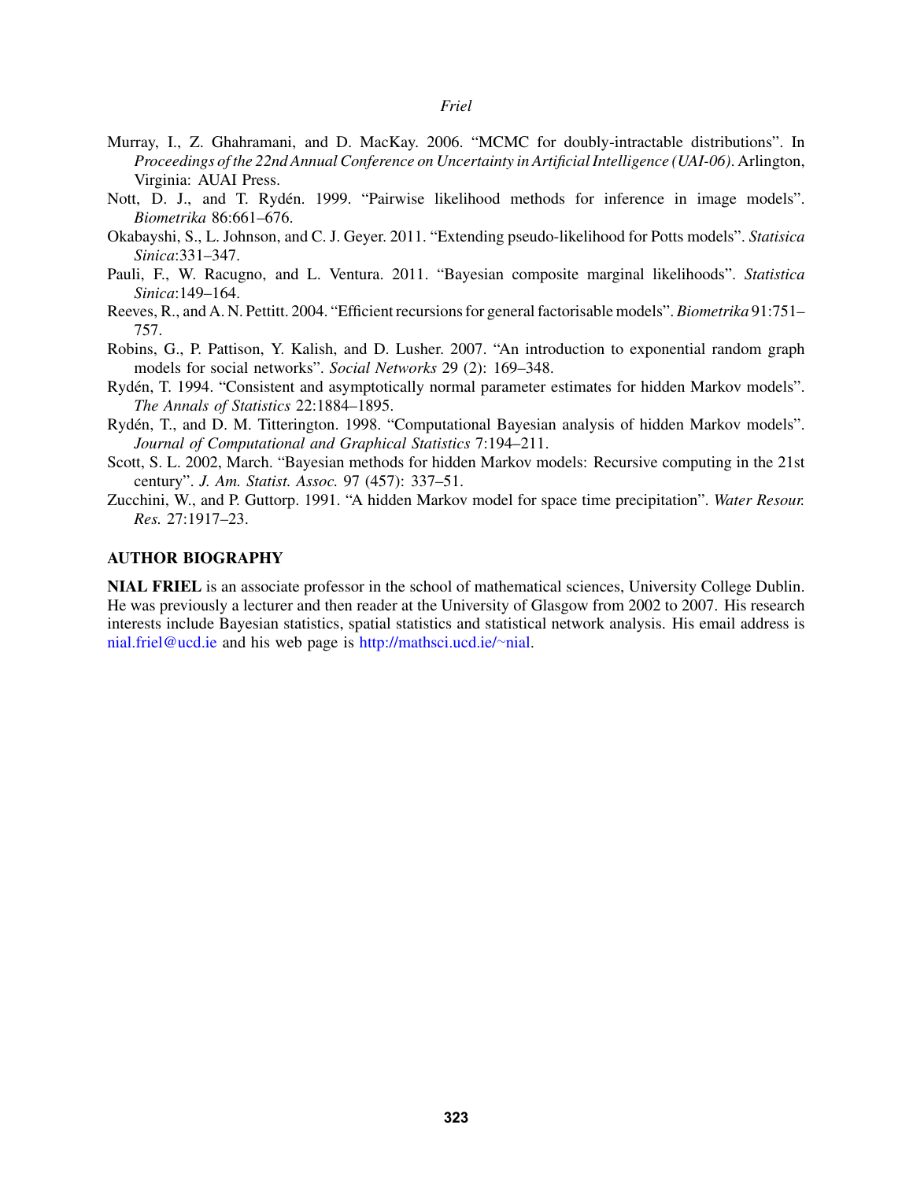Murray, I., Z. Ghahramani, and D. MacKay. 2006. "MCMC for doubly-intractable distributions". In *Proceedings of the 22nd Annual Conference on Uncertainty in Artificial Intelligence (UAI-06)*. Arlington, Virginia: AUAI Press.

Nott, D. J., and T. Rydén. 1999. "Pairwise likelihood methods for inference in image models". *Biometrika* 86:661–676.

Okabayshi, S., L. Johnson, and C. J. Geyer. 2011. "Extending pseudo-likelihood for Potts models". *Statisica Sinica*:331–347.

Pauli, F., W. Racugno, and L. Ventura. 2011. "Bayesian composite marginal likelihoods". *Statistica Sinica*:149–164.

Reeves, R., and A. N. Pettitt. 2004. "Efficient recursions for general factorisable models". *Biometrika* 91:751–757.

Robins, G., P. Pattison, Y. Kalish, and D. Lusher. 2007. "An introduction to exponential random graph models for social networks". *Social Networks* 29 (2): 169–348.

Rydén, T. 1994. "Consistent and asymptotically normal parameter estimates for hidden Markov models". *The Annals of Statistics* 22:1884–1895.

Rydén, T., and D. M. Titterington. 1998. "Computational Bayesian analysis of hidden Markov models". *Journal of Computational and Graphical Statistics* 7:194–211.

Scott, S. L. 2002, March. "Bayesian methods for hidden Markov models: Recursive computing in the 21st century". *J. Am. Statist. Assoc.* 97 (457): 337–51.

Zucchini, W., and P. Guttorp. 1991. "A hidden Markov model for space time precipitation". *Water Resour. Res.* 27:1917–23.

## AUTHOR BIOGRAPHY

**NIAL FRIEL** is an associate professor in the school of mathematical sciences, University College Dublin. He was previously a lecturer and then reader at the University of Glasgow from 2002 to 2007. His research interests include Bayesian statistics, spatial statistics and statistical network analysis. His email address is nial.friel@ucd.ie and his web page is http://mathsci.ucd.ie/~nial.